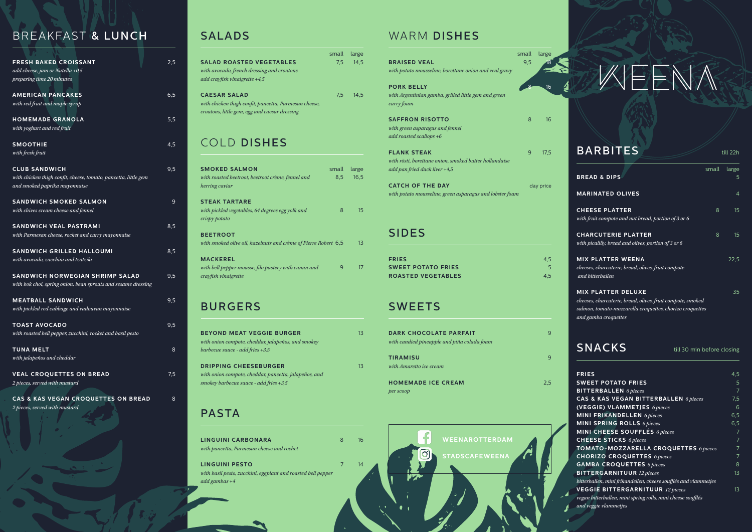# WEENA

## BREAKFAST & LUNCH

**FRESH BAKED CROISSANT** 2,5
*add cheese, jam or Natella +0,5*
*preparing time 20 minutes*

**AMERICAN PANCAKES** 6,5
*with red fruit and maple syrup*

**HOMEMADE GRANOLA** 5,5
*with yoghurt and red fruit*

**SMOOTHIE** 4,5
*with fresh fruit*

**CLUB SANDWICH** 9,5
*with chicken thigh confit, cheese, tomato, pancetta, little gem and smoked paprika mayonnaise*

**SANDWICH SMOKED SALMON** 9
*with chives cream cheese and fennel*

**SANDWICH VEAL PASTRAMI** 8,5
*with Parmesan cheese, rocket and curry mayonnaise*

**SANDWICH GRILLED HALLOUMI** 8,5
*with avocado, zucchini and tzatziki*

**SANDWICH NORWEGIAN SHRIMP SALAD** 9,5
*with bok choi, spring onion, bean sprouts and sesame dressing*

**MEATBALL SANDWICH** 9,5
*with pickled red cabbage and vadouvan mayonnaise*

**TOAST AVOCADO** 9,5
*with roasted bell pepper, zucchini, rocket and basil pesto*

**TUNA MELT** 8
*with jalapeños and cheddar*

**VEAL CROQUETTES ON BREAD** 7,5
*2 pieces, served with mustard*

**CAS & KAS VEGAN CROQUETTES ON BREAD** 8
*2 pieces, served with mustard*

## SALADS

| | small | large |
|---|---|---|
| **SALAD ROASTED VEGETABLES**<br>*with avocado, french dressing and croutons*<br>*add crayfish vinaigrette +4,5* | 7,5 | 14,5 |
| **CAESAR SALAD**<br>*with chicken thigh confit, pancetta, Parmesan cheese, croutons, little gem, egg and caesar dressing* | 7,5 | 14,5 |

## COLD DISHES

| | small | large |
|---|---|---|
| **SMOKED SALMON**<br>*with roasted beetroot, beetroot crème, fennel and herring caviar* | 8,5 | 16,5 |
| **STEAK TARTARE**<br>*with pickled vegetables, 64 degrees egg yolk and crispy potato* | 8 | 15 |
| **BEETROOT**<br>*with smoked olive oil, hazelnuts and crème of Pierre Robert* | 6,5 | 13 |
| **MACKEREL**<br>*with bell pepper mousse, filo pastery with cumin and crayfish vinaigrette* | 9 | 17 |

## BURGERS

**BEYOND MEAT VEGGIE BURGER** 13
*with onion compote, cheddar, jalapeños, and smokey barbecue sauce - add fries +3,5*

**DRIPPING CHEESEBURGER** 13
*with onion compote, cheddar, pancetta, jalapeños, and smokey barbecue sauce - add fries +3,5*

## PASTA

| | small | large |
|---|---|---|
| **LINGUINI CARBONARA**<br>*with pancetta, Parmesan cheese and rochet* | 8 | 16 |
| **LINGUINI PESTO**<br>*with basil pesto, zucchini, eggplant and roasted bell pepper*<br>*add gambas +4* | 7 | 14 |

## WARM DISHES

| | small | large |
|---|---|---|
| **BRAISED VEAL**<br>*with potato mousseline, borettane onion and veal gravy* | 9,5 | 18 |
| **PORK BELLY**<br>*with Argentinian gamba, grilled little gem and green curry foam* | 8 | 16 |
| **SAFFRON RISOTTO**<br>*with green asparagus and fennel*<br>*add roasted scallops +6* | 8 | 16 |
| **FLANK STEAK**<br>*with rösti, borettane onion, smoked butter hollandaise*<br>*add pan fried duck liver +4,5* | 9 | 17,5 |
| **CATCH OF THE DAY**<br>*with potato mousseline, green asparagus and lobster foam* | | day price |

## SIDES

**FRIES** 4,5
**SWEET POTATO FRIES** 5
**ROASTED VEGETABLES** 4,5

## SWEETS

**DARK CHOCOLATE PARFAIT** 9
*with candied pineapple and piña colada foam*

**TIRAMISU** 9
*with Amaretto ice cream*

**HOMEMADE ICE CREAM** 2,5
*per scoop*

WEENAROTTERDAM
STADSCAFEWEENA

## BARBITES
till 22h

| | small | large |
|---|---|---|
| **BREAD & DIPS** | | 5 |
| **MARINATED OLIVES** | | 4 |
| **CHEESE PLATTER**<br>*with fruit compote and nut bread, portion of 3 or 6* | 8 | 15 |
| **CHARCUTERIE PLATTER**<br>*with picalilly, bread and olives, portion of 3 or 6* | 8 | 15 |
| **MIX PLATTER WEENA**<br>*cheeses, charcuterie, bread, olives, fruit compote and bitterballen* | | 22,5 |
| **MIX PLATTER DELUXE**<br>*cheeses, charcuterie, bread, olives, fruit compote, smoked salmon, tomato-mozzarella croquettes, chorizo croquettes and gamba croquettes* | | 35 |

## SNACKS
till 30 min before closing

**FRIES** 4,5
**SWEET POTATO FRIES** 5
**BITTERBALLEN** *6 pieces* 7
**CAS & KAS VEGAN BITTERBALLEN** *6 pieces* 7,5
**(VEGGIE) VLAMMETJES** *6 pieces* 6
**MINI FRIKANDELLEN** *6 pieces* 6,5
**MINI SPRING ROLLS** *6 pieces* 6,5
**MINI CHEESE SOUFFLÉS** *6 pieces* 7
**CHEESE STICKS** *6 pieces* 7
**TOMATO-MOZZARELLA CROQUETTES** *6 pieces* 7
**CHORIZO CROQUETTES** *6 pieces* 7
**GAMBA CROQUETTES** *6 pieces* 8
**BITTERGARNITUUR** *12 pieces* 13
*bitterballen, mini frikandellen, cheese soufflés and vlammetjes*
**VEGGIE BITTERGARNITUUR** *12 pieces* 13
*vegan bitterballen, mini spring rolls, mini cheese soufflés and veggie vlammetjes*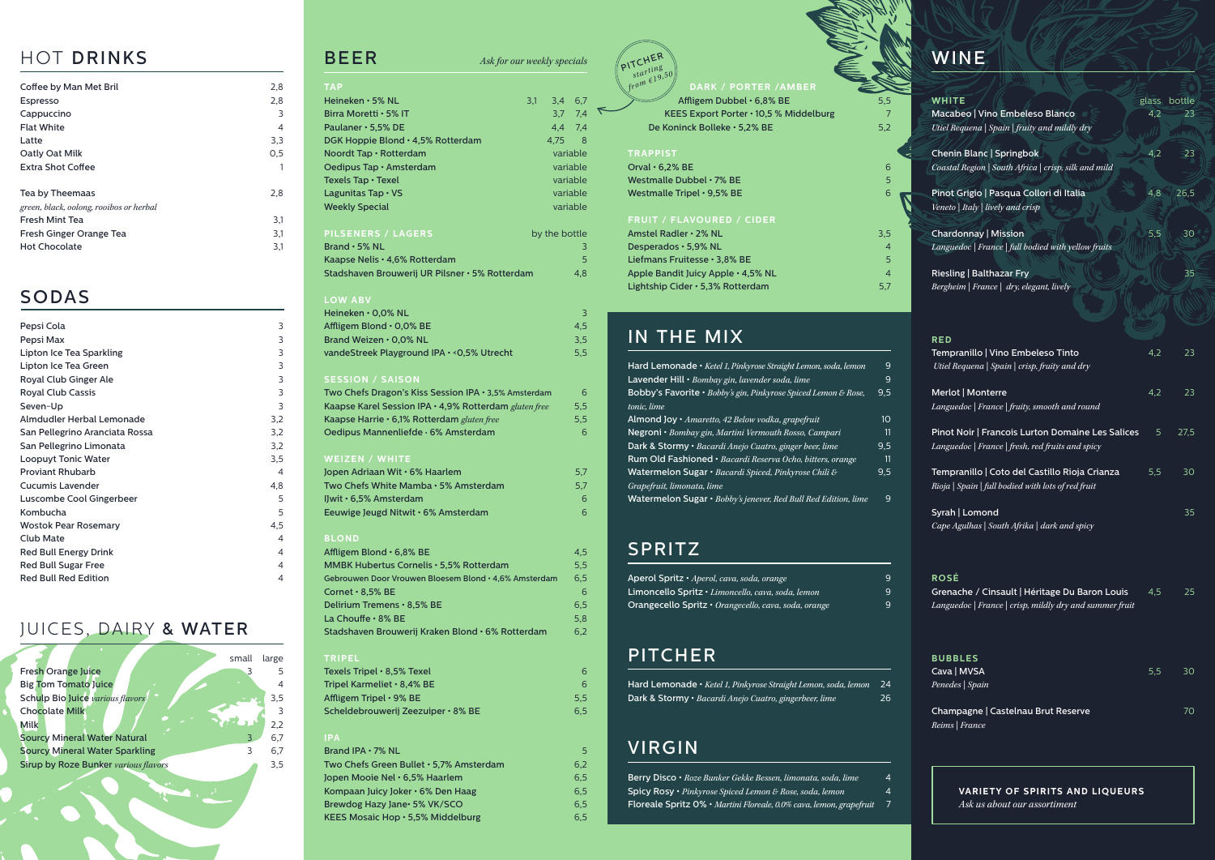## HOT **DRINKS**

| | |
|---|---|
| Coffee by Man Met Bril | 2,8 |
| Espresso | 2,8 |
| Cappuccino | 3 |
| Flat White | 4 |
| Latte | 3,3 |
| Oatly Oat Milk | 0,5 |
| Extra Shot Coffee | 1 |
| Tea by Theemaas | 2,8 |
| *green, black, oolong, rooibos or herbal* | |
| Fresh Mint Tea | 3,1 |
| Fresh Ginger Orange Tea | 3,1 |
| Hot Chocolate | 3,1 |

## SODAS

| | |
|---|---|
| Pepsi Cola | 3 |
| Pepsi Max | 3 |
| Lipton Ice Tea Sparkling | 3 |
| Lipton Ice Tea Green | 3 |
| Royal Club Ginger Ale | 3 |
| Royal Club Cassis | 3 |
| Seven-Up | 3 |
| Almdudler Herbal Lemonade | 3,2 |
| San Pellegrino Aranciata Rossa | 3,2 |
| San Pellegrino Limonata | 3,2 |
| Loopuyt Tonic Water | 3,5 |
| Proviant Rhubarb | 4 |
| Cucumis Lavender | 4,8 |
| Luscombe Cool Gingerbeer | 5 |
| Kombucha | 5 |
| Wostok Pear Rosemary | 4,5 |
| Club Mate | 4 |
| Red Bull Energy Drink | 4 |
| Red Bull Sugar Free | 4 |
| Red Bull Red Edition | 4 |

## JUICES, DAIRY **& WATER**

| | small | large |
|---|---|---|
| Fresh Orange Juice | 3 | 5 |
| Big Tom Tomato Juice | | 4 |
| Schulp Bio Juice *various flavors* | | 3,5 |
| Chocolate Milk | | 3 |
| Milk | | 2,2 |
| Sourcy Mineral Water Natural | 3 | 6,7 |
| Sourcy Mineral Water Sparkling | 3 | 6,7 |
| Sirup by Roze Bunker *various flavors* | | 3,5 |

## BEER

*Ask for our weekly specials*

### TAP

| | | | |
|---|---|---|---|
| Heineken • 5% NL | 3,1 | 3,4 | 6,7 |
| Birra Moretti • 5% IT | | 3,7 | 7,4 |
| Paulaner • 5,5% DE | | 4,4 | 7,4 |
| DGK Hoppie Blond • 4,5% Rotterdam | | 4,75 | 8 |
| Noordt Tap • Rotterdam | | | variable |
| Oedipus Tap • Amsterdam | | | variable |
| Texels Tap • Texel | | | variable |
| Lagunitas Tap • VS | | | variable |
| Weekly Special | | | variable |

### PILSENERS / LAGERS

*by the bottle*

| | |
|---|---|
| Brand • 5% NL | 3 |
| Kaapse Nelis • 4,6% Rotterdam | 5 |
| Stadshaven Brouwerij UR Pilsner • 5% Rotterdam | 4,8 |

### LOW ABV

| | |
|---|---|
| Heineken • 0,0% NL | 3 |
| Affligem Blond • 0,0% BE | 4,5 |
| Brand Weizen • 0,0% NL | 3,5 |
| vandeStreek Playground IPA • <0,5% Utrecht | 5,5 |

### SESSION / SAISON

| | |
|---|---|
| Two Chefs Dragon's Kiss Session IPA • 3,5% Amsterdam | 6 |
| Kaapse Karel Session IPA • 4,9% Rotterdam *gluten free* | 5,5 |
| Kaapse Harrie • 6,1% Rotterdam *gluten free* | 5,5 |
| Oedipus Mannenliefde • 6% Amsterdam | 6 |

### WEIZEN / WHITE

| | |
|---|---|
| Jopen Adriaan Wit • 6% Haarlem | 5,7 |
| Two Chefs White Mamba • 5% Amsterdam | 5,7 |
| IJwit • 6,5% Amsterdam | 6 |
| Eeuwige Jeugd Nitwit • 6% Amsterdam | 6 |

### BLOND

| | |
|---|---|
| Affligem Blond • 6,8% BE | 4,5 |
| MMBK Hubertus Cornelis • 5,5% Rotterdam | 5,5 |
| Gebrouwen Door Vrouwen Bloesem Blond • 4,6% Amsterdam | 6,5 |
| Cornet • 8,5% BE | 6 |
| Delirium Tremens • 8,5% BE | 6,5 |
| La Chouffe • 8% BE | 5,8 |
| Stadshaven Brouwerij Kraken Blond • 6% Rotterdam | 6,2 |

### TRIPEL

| | |
|---|---|
| Texels Tripel • 8,5% Texel | 6 |
| Tripel Karmeliet • 8,4% BE | 6 |
| Affligem Tripel • 9% BE | 5,5 |
| Scheldebrouwerij Zeezuiper • 8% BE | 6,5 |

### IPA

| | |
|---|---|
| Brand IPA • 7% NL | 5 |
| Two Chefs Green Bullet • 5,7% Amsterdam | 6,2 |
| Jopen Mooie Nel • 6,5% Haarlem | 6,5 |
| Kompaan Juicy Joker • 6% Den Haag | 6,5 |
| Brewdog Hazy Jane• 5% VK/SCO | 6,5 |
| KEES Mosaic Hop • 5,5% Middelburg | 6,5 |

*PITCHER starting from €19,50*

### DARK / PORTER /AMBER

| | |
|---|---|
| Affligem Dubbel • 6,8% BE | 5,5 |
| KEES Export Porter • 10,5 % Middelburg | 7 |
| De Koninck Bolleke • 5,2% BE | 5,2 |

### TRAPPIST

| | |
|---|---|
| Orval • 6,2% BE | 6 |
| Westmalle Dubbel • 7% BE | 5 |
| Westmalle Tripel • 9,5% BE | 6 |

### FRUIT / FLAVOURED / CIDER

| | |
|---|---|
| Amstel Radler • 2% NL | 3,5 |
| Desperados • 5,9% NL | 4 |
| Liefmans Fruitesse • 3,8% BE | 5 |
| Apple Bandit Juicy Apple • 4,5% NL | 4 |
| Lightship Cider • 5,3% Rotterdam | 5,7 |

## IN THE MIX

| | |
|---|---|
| Hard Lemonade • *Ketel 1, Pinkyrose Straight Lemon, soda, lemon* | 9 |
| Lavender Hill • *Bombay gin, lavender soda, lime* | 9 |
| Bobby's Favorite • *Bobby's gin, Pinkyrose Spiced Lemon & Rose, tonic, lime* | 9,5 |
| Almond Joy • *Amaretto, 42 Below vodka, grapefruit* | 10 |
| Negroni • *Bombay gin, Martini Vermouth Rosso, Campari* | 11 |
| Dark & Stormy • *Bacardi Anejo Cuatro, ginger beer, lime* | 9,5 |
| Rum Old Fashioned • *Bacardi Reserva Ocho, bitters, orange* | 11 |
| Watermelon Sugar • *Bacardi Spiced, Pinkyrose Chili & Grapefruit, limonata, lime* | 9,5 |
| Watermelon Sugar • *Bobby's jenever, Red Bull Red Edition, lime* | 9 |

## SPRITZ

| | |
|---|---|
| Aperol Spritz • *Aperol, cava, soda, orange* | 9 |
| Limoncello Spritz • *Limoncello, cava, soda, lemon* | 9 |
| Orangecello Spritz • *Orangecello, cava, soda, orange* | 9 |

## PITCHER

| | |
|---|---|
| Hard Lemonade • *Ketel 1, Pinkyrose Straight Lemon, soda, lemon* | 24 |
| Dark & Stormy • *Bacardi Anejo Cuatro, gingerbeer, lime* | 26 |

## VIRGIN

| | |
|---|---|
| Berry Disco • *Roze Bunker Gekke Bessen, limonata, soda, lime* | 4 |
| Spicy Rosy • *Pinkyrose Spiced Lemon & Rose, soda, lemon* | 4 |
| Floreale Spritz 0% • *Martini Floreale, 0.0% cava, lemon, grapefruit* | 7 |

## WINE

### WHITE

| | glass | bottle |
|---|---|---|
| Macabeo \| Vino Embeleso Blanco<br>*Utiel Requena \| Spain \| fruity and mildly dry* | 4,2 | 23 |
| Chenin Blanc \| Springbok<br>*Coastal Region \| South Africa \| crisp, silk and mild* | 4,2 | 23 |
| Pinot Grigio \| Pasqua Collori di Italia<br>*Veneto \| Italy \| lively and crisp* | 4,8 | 26,5 |
| Chardonnay \| Mission<br>*Languedoc \| France \| full bodied with yellow fruits* | 5,5 | 30 |
| Riesling \| Balthazar Fry<br>*Bergheim \| France \| dry, elegant, lively* | | 35 |

### RED

| | glass | bottle |
|---|---|---|
| Tempranillo \| Vino Embeleso Tinto<br>*Utiel Requena \| Spain \| crisp, fruity and dry* | 4,2 | 23 |
| Merlot \| Monterre<br>*Languedoc \| France \| fruity, smooth and round* | 4,2 | 23 |
| Pinot Noir \| Francois Lurton Domaine Les Salices<br>*Languedoc \| France \| fresh, red fruits and spicy* | 5 | 27,5 |
| Tempranillo \| Coto del Castillo Rioja Crianza<br>*Rioja \| Spain \| full bodied with lots of red fruit* | 5,5 | 30 |
| Syrah \| Lomond<br>*Cape Agulhas \| South Afrika \| dark and spicy* | | 35 |

### ROSÉ

| | glass | bottle |
|---|---|---|
| Grenache / Cinsault \| Héritage Du Baron Louis<br>*Languedoc \| France \| crisp, mildly dry and summer fruit* | 4,5 | 25 |

### BUBBLES

| | glass | bottle |
|---|---|---|
| Cava \| MVSA<br>*Penedes \| Spain* | 5,5 | 30 |
| Champagne \| Castelnau Brut Reserve<br>*Reims \| France* | | 70 |

**VARIETY OF SPIRITS AND LIQUEURS**

*Ask us about our assortment*